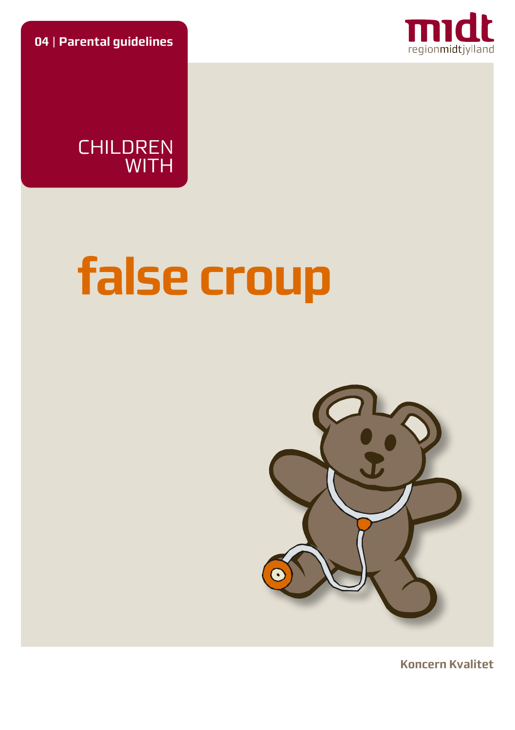**04 | Parental guidelines**

midt
regionmidtjylland

CHILDREN WITH

# false croup

**Koncern Kvalitet**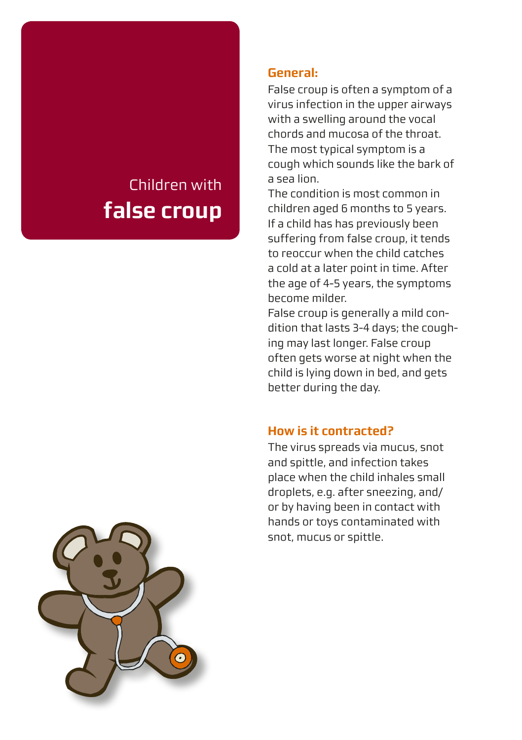# Children with **false croup**

## General:

False croup is often a symptom of a virus infection in the upper airways with a swelling around the vocal chords and mucosa of the throat. The most typical symptom is a cough which sounds like the bark of a sea lion.

The condition is most common in children aged 6 months to 5 years. If a child has has previously been suffering from false croup, it tends to reoccur when the child catches a cold at a later point in time. After the age of 4-5 years, the symptoms become milder.

False croup is generally a mild condition that lasts 3-4 days; the coughing may last longer. False croup often gets worse at night when the child is lying down in bed, and gets better during the day.

## How is it contracted?

The virus spreads via mucus, snot and spittle, and infection takes place when the child inhales small droplets, e.g. after sneezing, and/or by having been in contact with hands or toys contaminated with snot, mucus or spittle.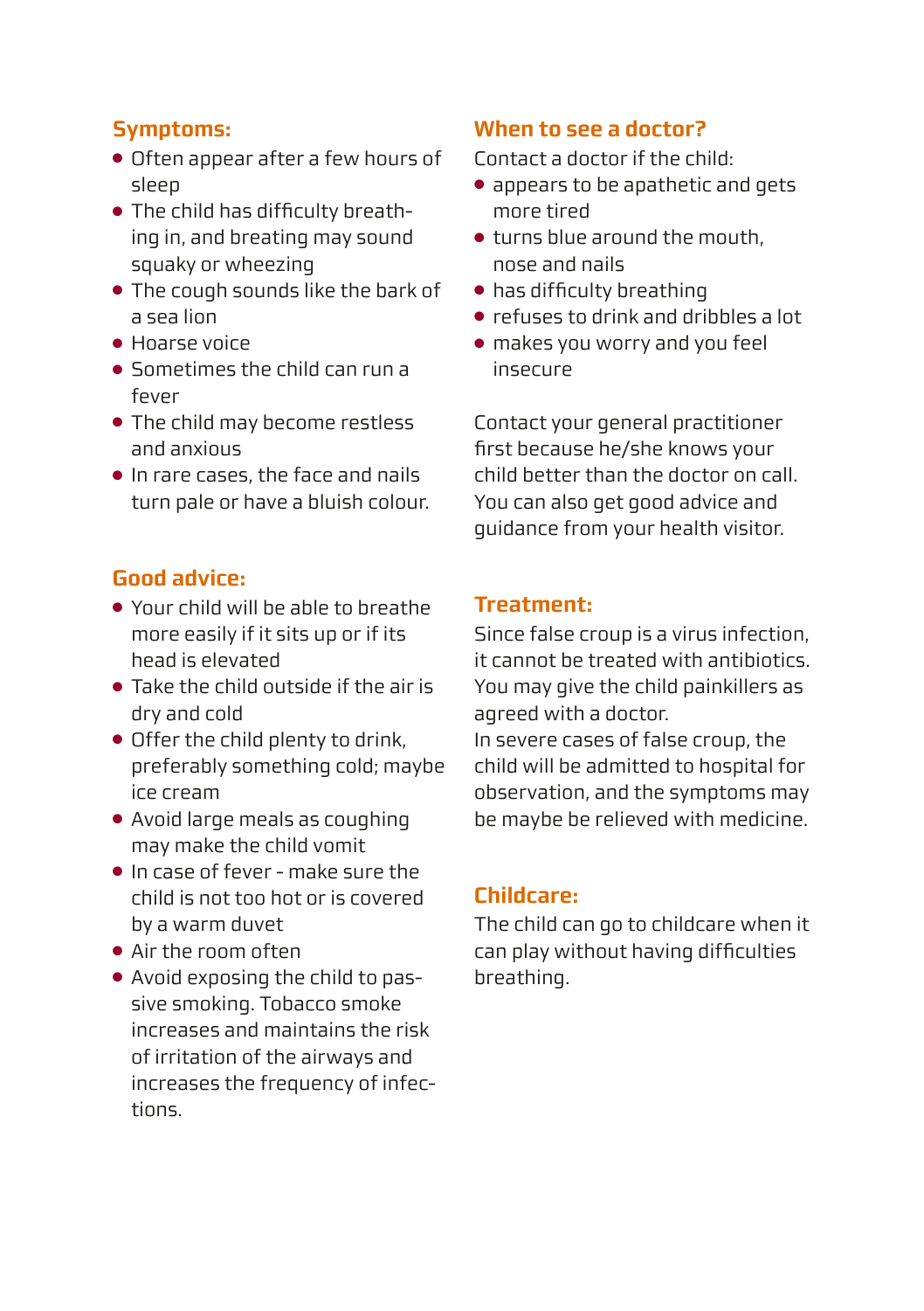## Symptoms:

- Often appear after a few hours of sleep
- The child has difficulty breathing in, and breating may sound squaky or wheezing
- The cough sounds like the bark of a sea lion
- Hoarse voice
- Sometimes the child can run a fever
- The child may become restless and anxious
- In rare cases, the face and nails turn pale or have a bluish colour.

## Good advice:

- Your child will be able to breathe more easily if it sits up or if its head is elevated
- Take the child outside if the air is dry and cold
- Offer the child plenty to drink, preferably something cold; maybe ice cream
- Avoid large meals as coughing may make the child vomit
- In case of fever - make sure the child is not too hot or is covered by a warm duvet
- Air the room often
- Avoid exposing the child to passive smoking. Tobacco smoke increases and maintains the risk of irritation of the airways and increases the frequency of infections.

## When to see a doctor?

Contact a doctor if the child:

- appears to be apathetic and gets more tired
- turns blue around the mouth, nose and nails
- has difficulty breathing
- refuses to drink and dribbles a lot
- makes you worry and you feel insecure

Contact your general practitioner first because he/she knows your child better than the doctor on call. You can also get good advice and guidance from your health visitor.

## Treatment:

Since false croup is a virus infection, it cannot be treated with antibiotics. You may give the child painkillers as agreed with a doctor.
In severe cases of false croup, the child will be admitted to hospital for observation, and the symptoms may be maybe be relieved with medicine.

## Childcare:

The child can go to childcare when it can play without having difficulties breathing.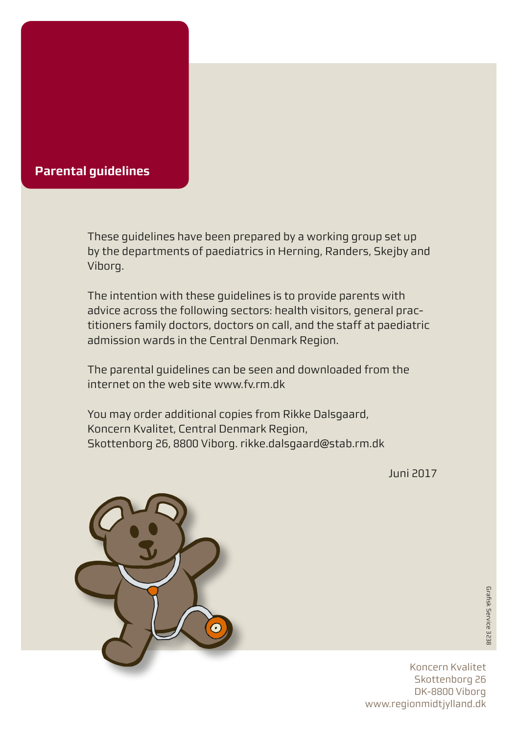## Parental guidelines

These guidelines have been prepared by a working group set up by the departments of paediatrics in Herning, Randers, Skejby and Viborg.

The intention with these guidelines is to provide parents with advice across the following sectors: health visitors, general practitioners family doctors, doctors on call, and the staff at paediatric admission wards in the Central Denmark Region.

The parental guidelines can be seen and downloaded from the internet on the web site www.fv.rm.dk

You may order additional copies from Rikke Dalsgaard,
Koncern Kvalitet, Central Denmark Region,
Skottenborg 26, 8800 Viborg. rikke.dalsgaard@stab.rm.dk

Juni 2017

Grafisk Service 3238

Koncern Kvalitet
Skottenborg 26
DK-8800 Viborg
www.regionmidtjylland.dk